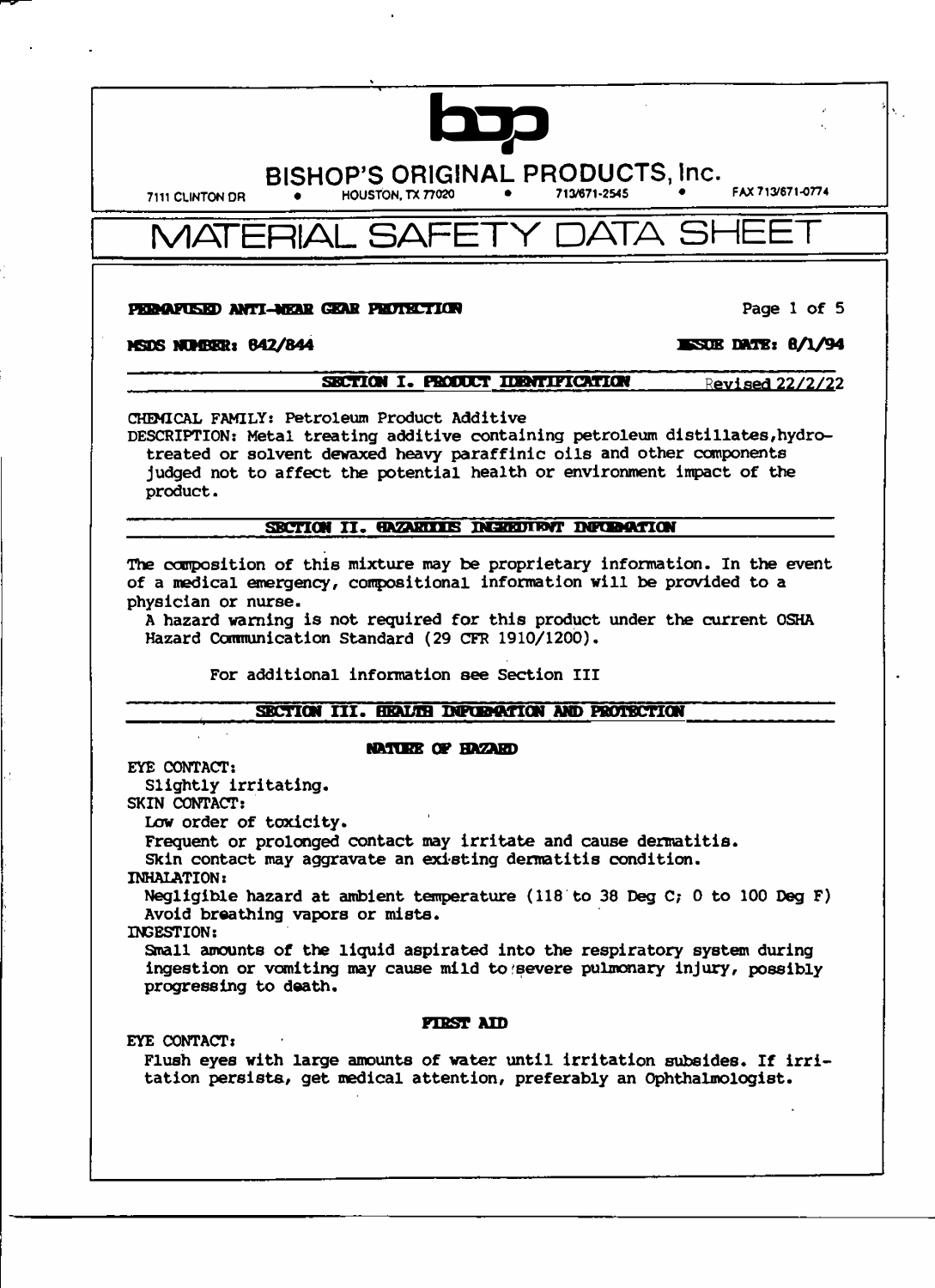# BISHOP'S ORIGINAL PRODUCTS, Inc.

7111 CLINTON DR • HOUSTON, TX 77020 • 713/671-2545 • FAX 713/671-0774

# MATERIAL SAFETY DATA SHEET

**PERMAFUSED ANTI-WEAR GEAR PROTECTION**

**MSDS NUMBER: 842/844** **ISSUE DATE: 8/1/94**

## SECTION I. PRODUCT IDENTIFICATION

Revised 22/2/22

CHEMICAL FAMILY: Petroleum Product Additive

DESCRIPTION: Metal treating additive containing petroleum distillates,hydrotreated or solvent dewaxed heavy paraffinic oils and other components judged not to affect the potential health or environment impact of the product.

## SECTION II. HAZARDOUS INGREDIENT INFORMATION

The composition of this mixture may be proprietary information. In the event of a medical emergency, compositional information will be provided to a physician or nurse.

A hazard warning is not required for this product under the current OSHA Hazard Communication Standard (29 CFR 1910/1200).

For additional information see Section III

## SECTION III. HEALTH INFORMATION AND PROTECTION

### NATURE OF HAZARD

EYE CONTACT:
Slightly irritating.

SKIN CONTACT:
Low order of toxicity.
Frequent or prolonged contact may irritate and cause dermatitis.
Skin contact may aggravate an existing dermatitis condition.

INHALATION:
Negligible hazard at ambient temperature (118 to 38 Deg C; 0 to 100 Deg F)
Avoid breathing vapors or mists.

INGESTION:
Small amounts of the liquid aspirated into the respiratory system during ingestion or vomiting may cause mild to severe pulmonary injury, possibly progressing to death.

### FIRST AID

EYE CONTACT:
Flush eyes with large amounts of water until irritation subsides. If irritation persists, get medical attention, preferably an Ophthalmologist.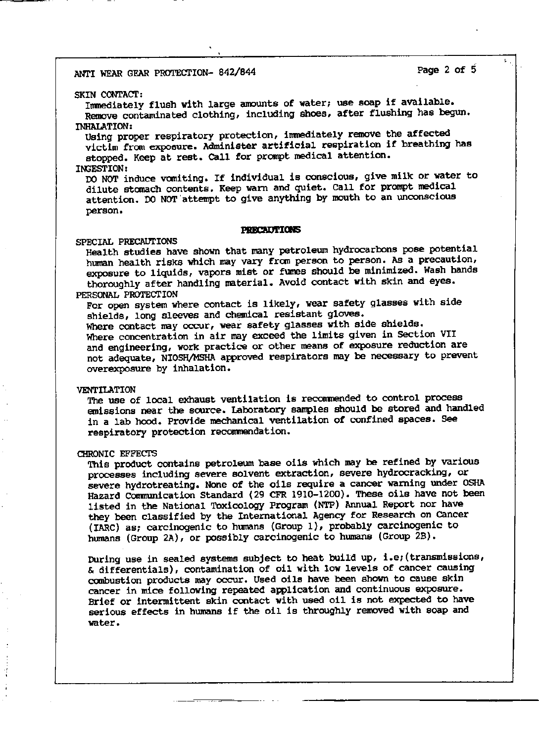SKIN CONTACT:

Immediately flush with large amounts of water; use soap if available. Remove contaminated clothing, including shoes, after flushing has begun.

INHALATION:

Using proper respiratory protection, immediately remove the affected victim from exposure. Administer artificial respiration if breathing has stopped. Keep at rest. Call for prompt medical attention.

INGESTION:

DO NOT induce vomiting. If individual is conscious, give milk or water to dilute stomach contents. Keep warm and quiet. Call for prompt medical attention. DO NOT attempt to give anything by mouth to an unconscious person.

## PRECAUTIONS

SPECIAL PRECAUTIONS

Health studies have shown that many petroleum hydrocarbons pose potential human health risks which may vary from person to person. As a precaution, exposure to liquids, vapors mist or fumes should be minimized. Wash hands thoroughly after handling material. Avoid contact with skin and eyes.

PERSONAL PROTECTION

For open system where contact is likely, wear safety glasses with side shields, long sleeves and chemical resistant gloves.
Where contact may occur, wear safety glasses with side shields.
Where concentration in air may exceed the limits given in Section VII and engineering, work practice or other means of exposure reduction are not adequate, NIOSH/MSHA approved respirators may be necessary to prevent overexposure by inhalation.

VENTILATION

The use of local exhaust ventilation is recommended to control process emissions near the source. Laboratory samples should be stored and handled in a lab hood. Provide mechanical ventilation of confined spaces. See respiratory protection recommendation.

CHRONIC EFFECTS

This product contains petroleum base oils which may be refined by various processes including severe solvent extraction, severe hydrocracking, or severe hydrotreating. None of the oils require a cancer warning under OSHA Hazard Communication Standard (29 CFR 1910-1200). These oils have not been listed in the National Toxicology Program (NTP) Annual Report nor have they been classified by the International Agency for Research on Cancer (IARC) as; carcinogenic to humans (Group 1), probably carcinogenic to humans (Group 2A), or possibly carcinogenic to humans (Group 2B).

During use in sealed systems subject to heat build up, i.e;(transmissions, & differentials), contamination of oil with low levels of cancer causing combustion products may occur. Used oils have been shown to cause skin cancer in mice following repeated application and continuous exposure. Brief or intermittent skin contact with used oil is not expected to have serious effects in humans if the oil is throughly removed with soap and water.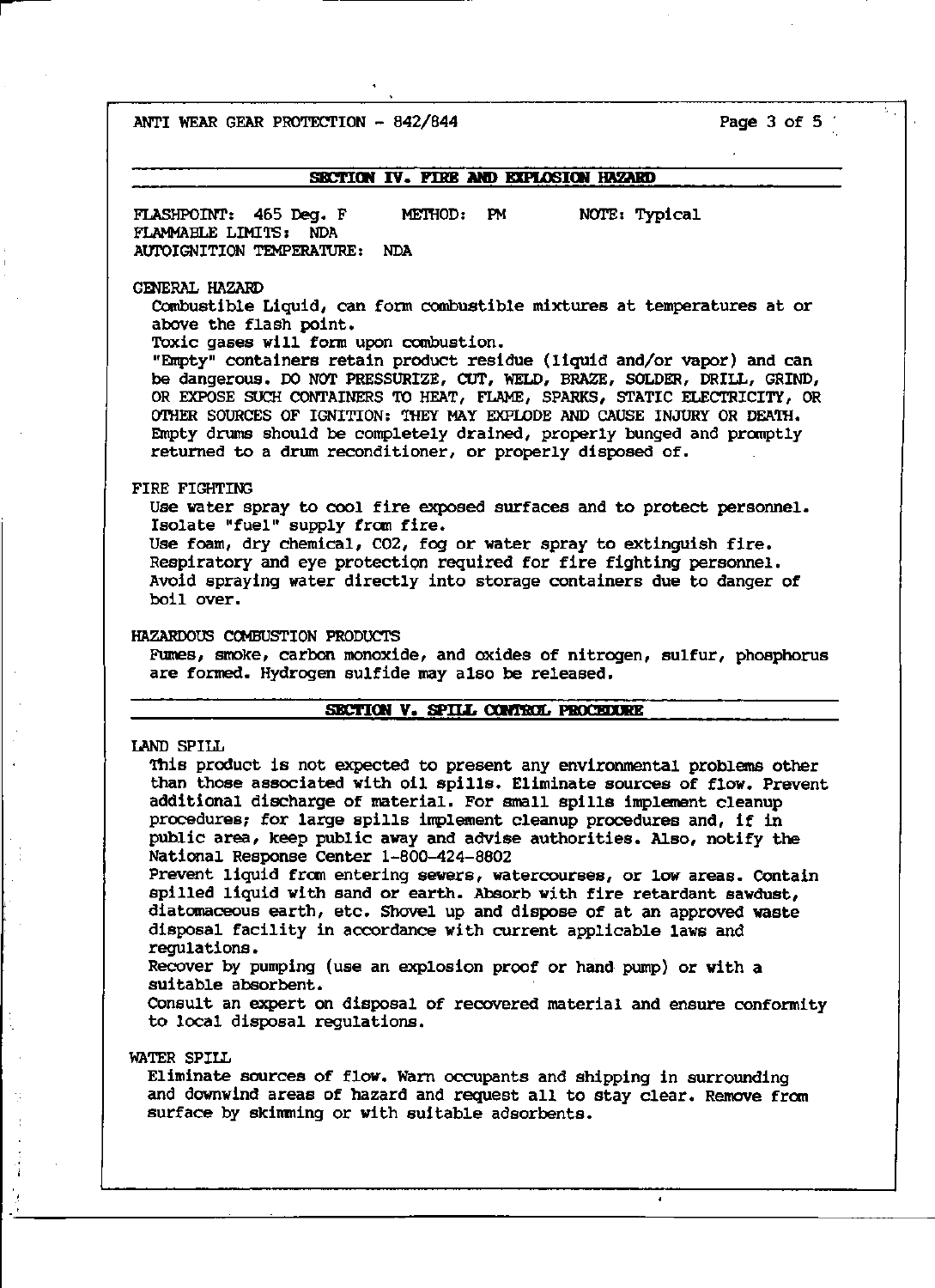## SECTION IV. FIRE AND EXPLOSION HAZARD

FLASHPOINT: 465 Deg. F METHOD: PM NOTE: Typical
FLAMMABLE LIMITS: NDA
AUTOIGNITION TEMPERATURE: NDA

### GENERAL HAZARD

Combustible Liquid, can form combustible mixtures at temperatures at or above the flash point.
Toxic gases will form upon combustion.
"Empty" containers retain product residue (liquid and/or vapor) and can be dangerous. DO NOT PRESSURIZE, CUT, WELD, BRAZE, SOLDER, DRILL, GRIND, OR EXPOSE SUCH CONTAINERS TO HEAT, FLAME, SPARKS, STATIC ELECTRICITY, OR OTHER SOURCES OF IGNITION: THEY MAY EXPLODE AND CAUSE INJURY OR DEATH. Empty drums should be completely drained, properly bunged and promptly returned to a drum reconditioner, or properly disposed of.

### FIRE FIGHTING

Use water spray to cool fire exposed surfaces and to protect personnel.
Isolate "fuel" supply from fire.
Use foam, dry chemical, $CO_2$, fog or water spray to extinguish fire.
Respiratory and eye protection required for fire fighting personnel.
Avoid spraying water directly into storage containers due to danger of boil over.

### HAZARDOUS COMBUSTION PRODUCTS

Fumes, smoke, carbon monoxide, and oxides of nitrogen, sulfur, phosphorus are formed. Hydrogen sulfide may also be released.

## SECTION V. SPILL CONTROL PROCEDURE

### LAND SPILL

This product is not expected to present any environmental problems other than those associated with oil spills. Eliminate sources of flow. Prevent additional discharge of material. For small spills implement cleanup procedures; for large spills implement cleanup procedures and, if in public area, keep public away and advise authorities. Also, notify the National Response Center 1-800-424-8802
Prevent liquid from entering sewers, watercourses, or low areas. Contain spilled liquid with sand or earth. Absorb with fire retardant sawdust, diatomaceous earth, etc. Shovel up and dispose of at an approved waste disposal facility in accordance with current applicable laws and regulations.
Recover by pumping (use an explosion proof or hand pump) or with a suitable absorbent.
Consult an expert on disposal of recovered material and ensure conformity to local disposal regulations.

### WATER SPILL

Eliminate sources of flow. Warn occupants and shipping in surrounding and downwind areas of hazard and request all to stay clear. Remove from surface by skimming or with suitable adsorbents.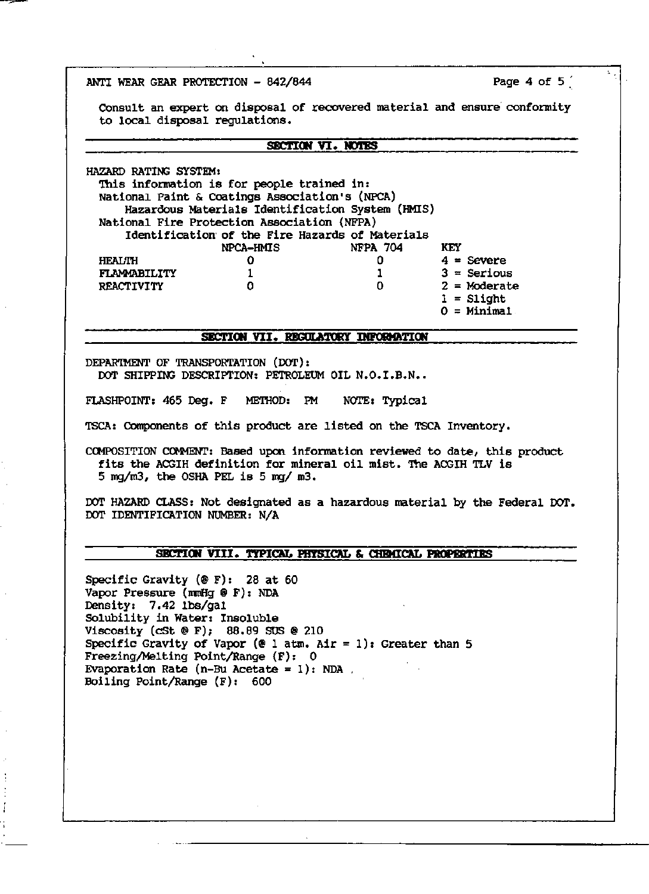Consult an expert on disposal of recovered material and ensure conformity to local disposal regulations.

## SECTION VI. NOTES

HAZARD RATING SYSTEM:
This information is for people trained in:
National Paint & Coatings Association's (NPCA)
Hazardous Materials Identification System (HMIS)
National Fire Protection Association (NFPA)
Identification of the Fire Hazards of Materials

| | NPCA-HMIS | NFPA 704 | KEY |
|---|---|---|---|
| HEALTH | 0 | 0 | 4 = Severe |
| FLAMMABILITY | 1 | 1 | 3 = Serious |
| REACTIVITY | 0 | 0 | 2 = Moderate |
| | | | 1 = Slight |
| | | | 0 = Minimal |

## SECTION VII. REGULATORY INFORMATION

DEPARTMENT OF TRANSPORTATION (DOT):
DOT SHIPPING DESCRIPTION: PETROLEUM OIL N.O.I.B.N..

FLASHPOINT: 465 Deg. F METHOD: PM NOTE: Typical

TSCA: Components of this product are listed on the TSCA Inventory.

COMPOSITION COMMENT: Based upon information reviewed to date, this product fits the ACGIH definition for mineral oil mist. The ACGIH TLV is 5 mg/m3, the OSHA PEL is 5 mg/ m3.

DOT HAZARD CLASS: Not designated as a hazardous material by the Federal DOT.
DOT IDENTIFICATION NUMBER: N/A

## SECTION VIII. TYPICAL PHYSICAL & CHEMICAL PROPERTIES

Specific Gravity (@ F): 28 at 60
Vapor Pressure (mmHg @ F): NDA
Density: 7.42 lbs/gal
Solubility in Water: Insoluble
Viscosity (cSt @ F); 88.89 SUS @ 210
Specific Gravity of Vapor (@ 1 atm. Air = 1): Greater than 5
Freezing/Melting Point/Range (F): 0
Evaporation Rate (n-Bu Acetate = 1): NDA
Boiling Point/Range (F): 600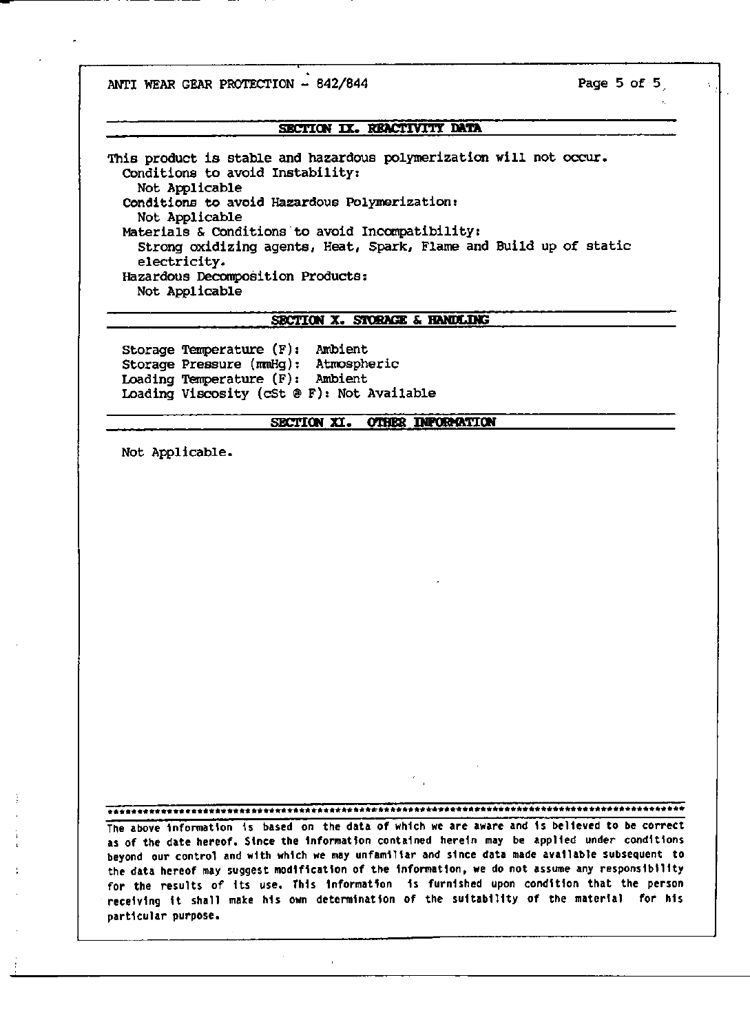## SECTION IX. REACTIVITY DATA

This product is stable and hazardous polymerization will not occur.

- Conditions to avoid Instability:
  - Not Applicable
- Conditions to avoid Hazardous Polymerization:
  - Not Applicable
- Materials & Conditions to avoid Incompatibility:
  - Strong oxidizing agents, Heat, Spark, Flame and Build up of static electricity.
- Hazardous Decomposition Products:
  - Not Applicable

## SECTION X. STORAGE & HANDLING

Storage Temperature (F): Ambient
Storage Pressure (mmHg): Atmospheric
Loading Temperature (F): Ambient
Loading Viscosity (cSt @ F): Not Available

## SECTION XI. OTHER INFORMATION

Not Applicable.

***************************************************************************************************

The above information is based on the data of which we are aware and is believed to be correct as of the date hereof. Since the information contained herein may be applied under conditions beyond our control and with which we may unfamiliar and since data made available subsequent to the data hereof may suggest modification of the information, we do not assume any responsibility for the results of its use. This information is furnished upon condition that the person receiving it shall make his own determination of the suitability of the material for his particular purpose.